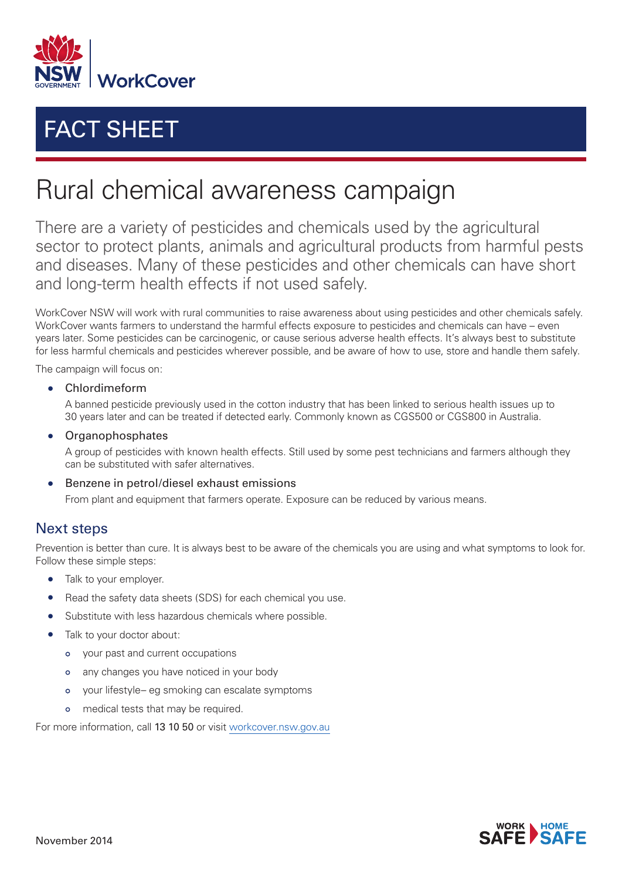FACT SHEET

# Rural chemical awareness campaign

There are a variety of pesticides and chemicals used by the agricultural sector to protect plants, animals and agricultural products from harmful pests and diseases. Many of these pesticides and other chemicals can have short and long-term health effects if not used safely.

WorkCover NSW will work with rural communities to raise awareness about using pesticides and other chemicals safely. WorkCover wants farmers to understand the harmful effects exposure to pesticides and chemicals can have – even years later. Some pesticides can be carcinogenic, or cause serious adverse health effects. It's always best to substitute for less harmful chemicals and pesticides wherever possible, and be aware of how to use, store and handle them safely.

The campaign will focus on:

- Chlordimeform

  A banned pesticide previously used in the cotton industry that has been linked to serious health issues up to 30 years later and can be treated if detected early. Commonly known as CGS500 or CGS800 in Australia.

- Organophosphates

  A group of pesticides with known health effects. Still used by some pest technicians and farmers although they can be substituted with safer alternatives.

- Benzene in petrol/diesel exhaust emissions

  From plant and equipment that farmers operate. Exposure can be reduced by various means.

## Next steps

Prevention is better than cure. It is always best to be aware of the chemicals you are using and what symptoms to look for. Follow these simple steps:

- Talk to your employer.
- Read the safety data sheets (SDS) for each chemical you use.
- Substitute with less hazardous chemicals where possible.
- Talk to your doctor about:
  - your past and current occupations
  - any changes you have noticed in your body
  - your lifestyle– eg smoking can escalate symptoms
  - medical tests that may be required.

For more information, call 13 10 50 or visit workcover.nsw.gov.au

November 2014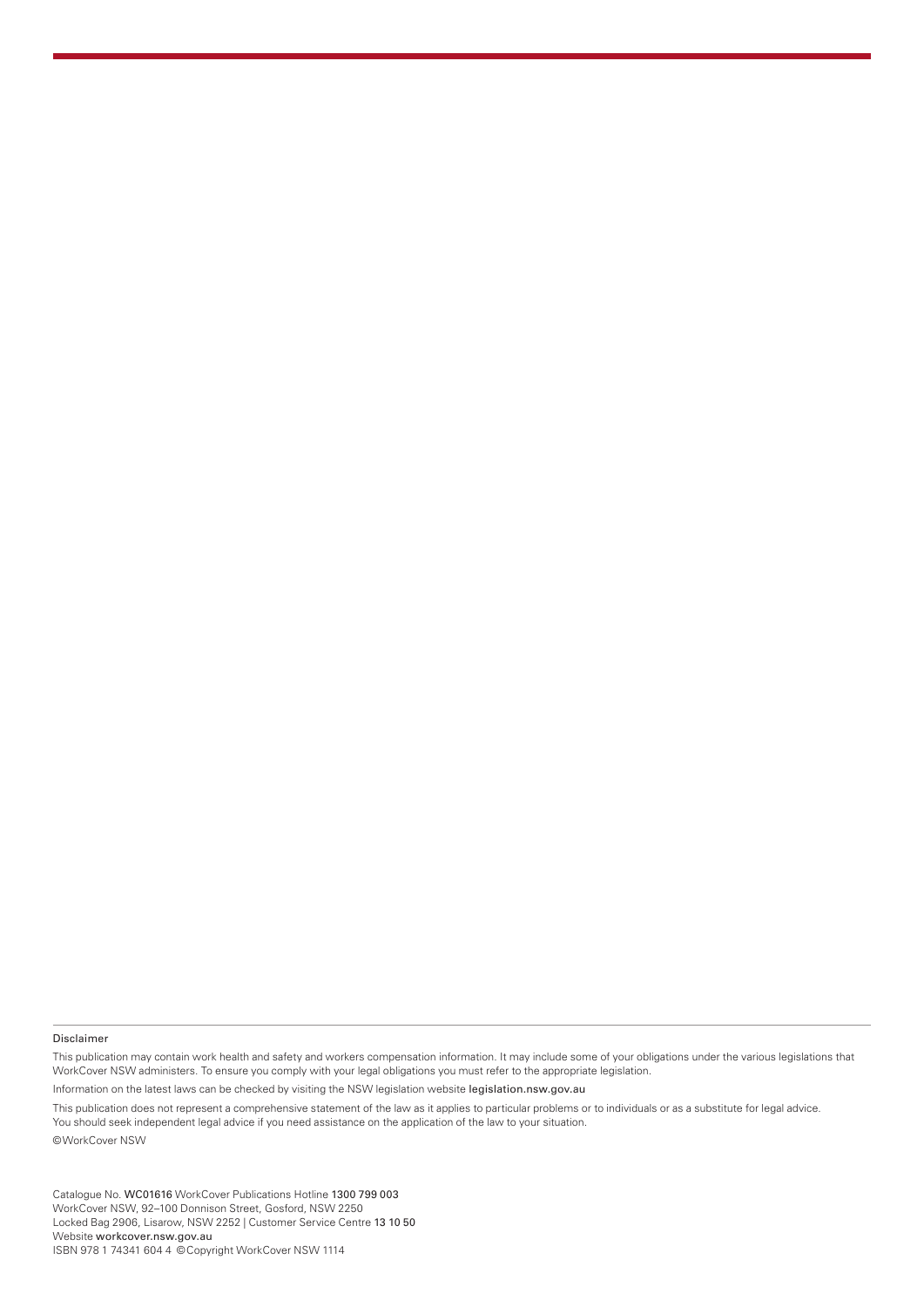Disclaimer

This publication may contain work health and safety and workers compensation information. It may include some of your obligations under the various legislations that WorkCover NSW administers. To ensure you comply with your legal obligations you must refer to the appropriate legislation.

Information on the latest laws can be checked by visiting the NSW legislation website legislation.nsw.gov.au

This publication does not represent a comprehensive statement of the law as it applies to particular problems or to individuals or as a substitute for legal advice. You should seek independent legal advice if you need assistance on the application of the law to your situation.

©WorkCover NSW

Catalogue No. WC01616 WorkCover Publications Hotline 1300 799 003
WorkCover NSW, 92–100 Donnison Street, Gosford, NSW 2250
Locked Bag 2906, Lisarow, NSW 2252 | Customer Service Centre 13 10 50
Website workcover.nsw.gov.au
ISBN 978 1 74341 604 4 ©Copyright WorkCover NSW 1114